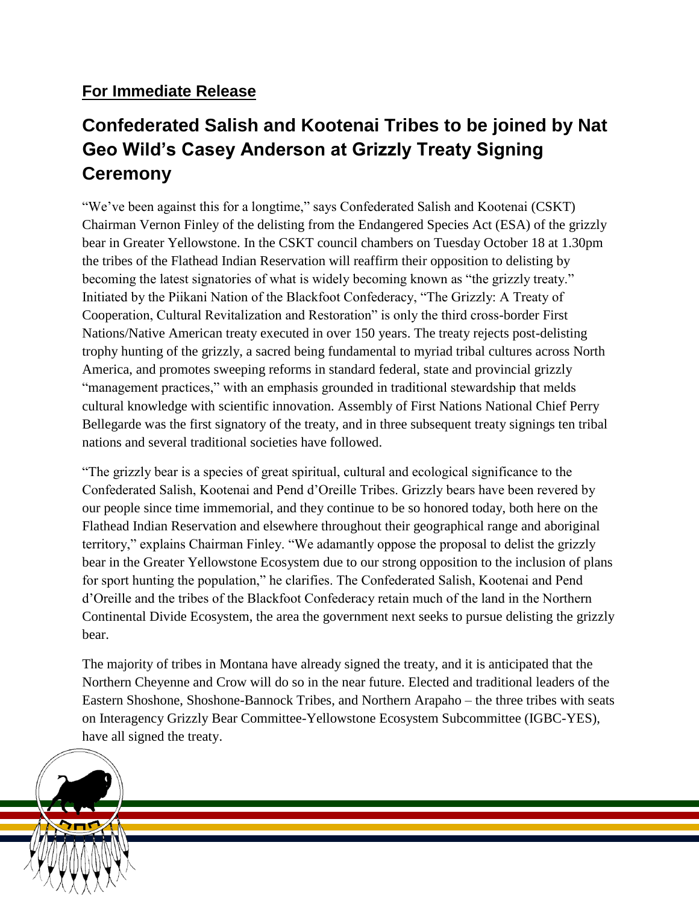**For Immediate Release**

# Confederated Salish and Kootenai Tribes to be joined by Nat Geo Wild's Casey Anderson at Grizzly Treaty Signing Ceremony

"We've been against this for a longtime," says Confederated Salish and Kootenai (CSKT) Chairman Vernon Finley of the delisting from the Endangered Species Act (ESA) of the grizzly bear in Greater Yellowstone. In the CSKT council chambers on Tuesday October 18 at 1.30pm the tribes of the Flathead Indian Reservation will reaffirm their opposition to delisting by becoming the latest signatories of what is widely becoming known as "the grizzly treaty." Initiated by the Piikani Nation of the Blackfoot Confederacy, "The Grizzly: A Treaty of Cooperation, Cultural Revitalization and Restoration" is only the third cross-border First Nations/Native American treaty executed in over 150 years. The treaty rejects post-delisting trophy hunting of the grizzly, a sacred being fundamental to myriad tribal cultures across North America, and promotes sweeping reforms in standard federal, state and provincial grizzly "management practices," with an emphasis grounded in traditional stewardship that melds cultural knowledge with scientific innovation. Assembly of First Nations National Chief Perry Bellegarde was the first signatory of the treaty, and in three subsequent treaty signings ten tribal nations and several traditional societies have followed.

"The grizzly bear is a species of great spiritual, cultural and ecological significance to the Confederated Salish, Kootenai and Pend d'Oreille Tribes. Grizzly bears have been revered by our people since time immemorial, and they continue to be so honored today, both here on the Flathead Indian Reservation and elsewhere throughout their geographical range and aboriginal territory," explains Chairman Finley. "We adamantly oppose the proposal to delist the grizzly bear in the Greater Yellowstone Ecosystem due to our strong opposition to the inclusion of plans for sport hunting the population," he clarifies. The Confederated Salish, Kootenai and Pend d'Oreille and the tribes of the Blackfoot Confederacy retain much of the land in the Northern Continental Divide Ecosystem, the area the government next seeks to pursue delisting the grizzly bear.

The majority of tribes in Montana have already signed the treaty, and it is anticipated that the Northern Cheyenne and Crow will do so in the near future. Elected and traditional leaders of the Eastern Shoshone, Shoshone-Bannock Tribes, and Northern Arapaho – the three tribes with seats on Interagency Grizzly Bear Committee-Yellowstone Ecosystem Subcommittee (IGBC-YES), have all signed the treaty.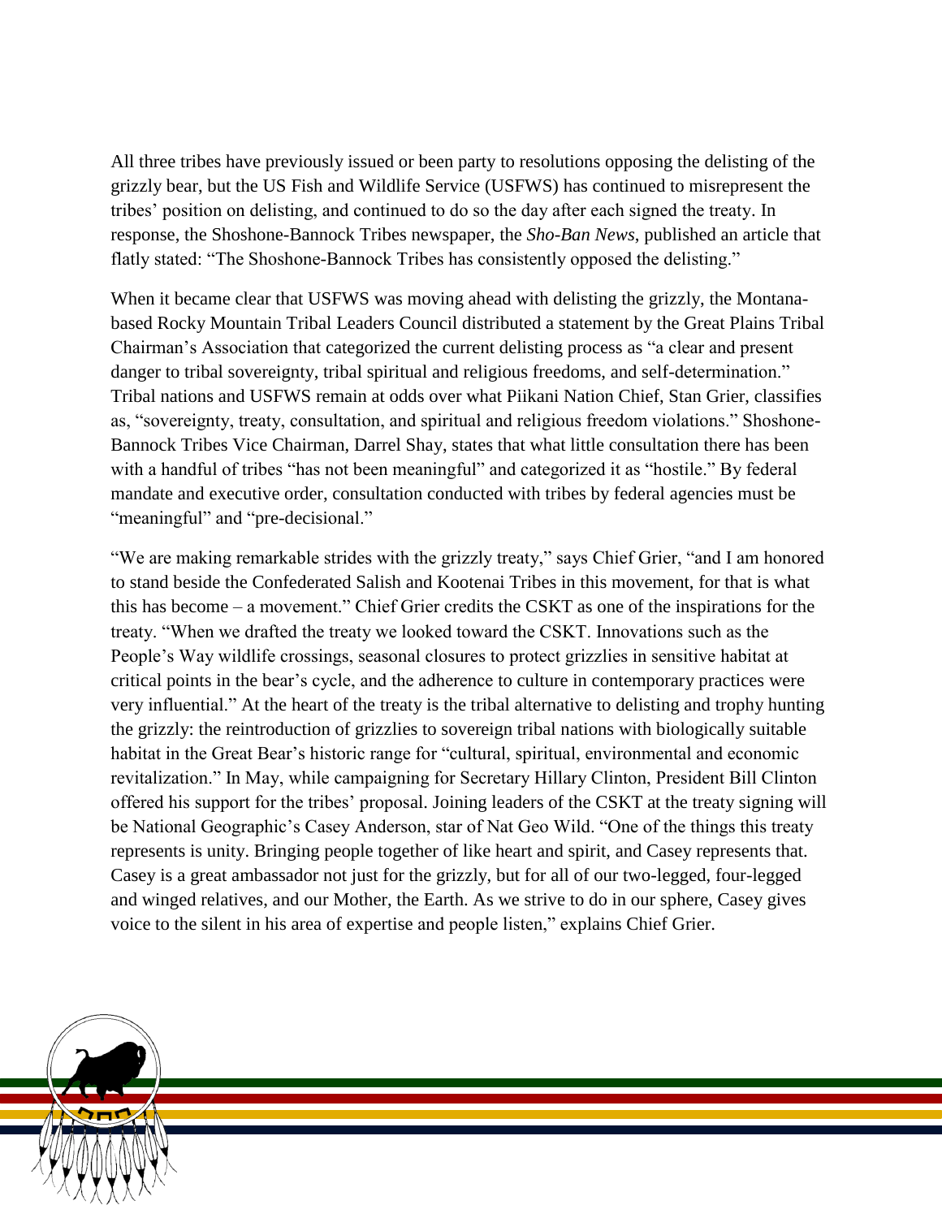All three tribes have previously issued or been party to resolutions opposing the delisting of the grizzly bear, but the US Fish and Wildlife Service (USFWS) has continued to misrepresent the tribes' position on delisting, and continued to do so the day after each signed the treaty. In response, the Shoshone-Bannock Tribes newspaper, the *Sho-Ban News*, published an article that flatly stated: "The Shoshone-Bannock Tribes has consistently opposed the delisting."

When it became clear that USFWS was moving ahead with delisting the grizzly, the Montana-based Rocky Mountain Tribal Leaders Council distributed a statement by the Great Plains Tribal Chairman's Association that categorized the current delisting process as "a clear and present danger to tribal sovereignty, tribal spiritual and religious freedoms, and self-determination." Tribal nations and USFWS remain at odds over what Piikani Nation Chief, Stan Grier, classifies as, "sovereignty, treaty, consultation, and spiritual and religious freedom violations." Shoshone-Bannock Tribes Vice Chairman, Darrel Shay, states that what little consultation there has been with a handful of tribes "has not been meaningful" and categorized it as "hostile." By federal mandate and executive order, consultation conducted with tribes by federal agencies must be "meaningful" and "pre-decisional."

"We are making remarkable strides with the grizzly treaty," says Chief Grier, "and I am honored to stand beside the Confederated Salish and Kootenai Tribes in this movement, for that is what this has become – a movement." Chief Grier credits the CSKT as one of the inspirations for the treaty. "When we drafted the treaty we looked toward the CSKT. Innovations such as the People's Way wildlife crossings, seasonal closures to protect grizzlies in sensitive habitat at critical points in the bear's cycle, and the adherence to culture in contemporary practices were very influential." At the heart of the treaty is the tribal alternative to delisting and trophy hunting the grizzly: the reintroduction of grizzlies to sovereign tribal nations with biologically suitable habitat in the Great Bear's historic range for "cultural, spiritual, environmental and economic revitalization." In May, while campaigning for Secretary Hillary Clinton, President Bill Clinton offered his support for the tribes' proposal. Joining leaders of the CSKT at the treaty signing will be National Geographic's Casey Anderson, star of Nat Geo Wild. "One of the things this treaty represents is unity. Bringing people together of like heart and spirit, and Casey represents that. Casey is a great ambassador not just for the grizzly, but for all of our two-legged, four-legged and winged relatives, and our Mother, the Earth. As we strive to do in our sphere, Casey gives voice to the silent in his area of expertise and people listen," explains Chief Grier.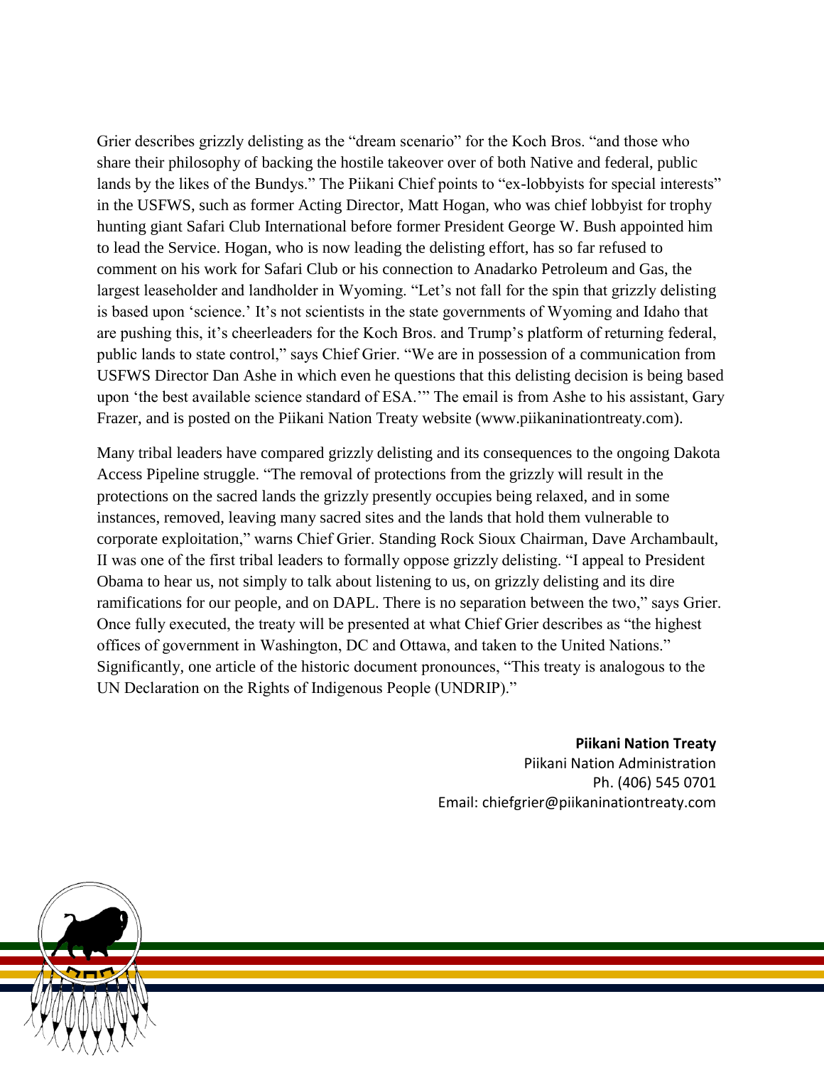Grier describes grizzly delisting as the "dream scenario" for the Koch Bros. "and those who share their philosophy of backing the hostile takeover over of both Native and federal, public lands by the likes of the Bundys." The Piikani Chief points to "ex-lobbyists for special interests" in the USFWS, such as former Acting Director, Matt Hogan, who was chief lobbyist for trophy hunting giant Safari Club International before former President George W. Bush appointed him to lead the Service. Hogan, who is now leading the delisting effort, has so far refused to comment on his work for Safari Club or his connection to Anadarko Petroleum and Gas, the largest leaseholder and landholder in Wyoming. "Let's not fall for the spin that grizzly delisting is based upon 'science.' It's not scientists in the state governments of Wyoming and Idaho that are pushing this, it's cheerleaders for the Koch Bros. and Trump's platform of returning federal, public lands to state control," says Chief Grier. "We are in possession of a communication from USFWS Director Dan Ashe in which even he questions that this delisting decision is being based upon 'the best available science standard of ESA.'" The email is from Ashe to his assistant, Gary Frazer, and is posted on the Piikani Nation Treaty website (www.piikaninationtreaty.com).

Many tribal leaders have compared grizzly delisting and its consequences to the ongoing Dakota Access Pipeline struggle. "The removal of protections from the grizzly will result in the protections on the sacred lands the grizzly presently occupies being relaxed, and in some instances, removed, leaving many sacred sites and the lands that hold them vulnerable to corporate exploitation," warns Chief Grier. Standing Rock Sioux Chairman, Dave Archambault, II was one of the first tribal leaders to formally oppose grizzly delisting. "I appeal to President Obama to hear us, not simply to talk about listening to us, on grizzly delisting and its dire ramifications for our people, and on DAPL. There is no separation between the two," says Grier. Once fully executed, the treaty will be presented at what Chief Grier describes as "the highest offices of government in Washington, DC and Ottawa, and taken to the United Nations." Significantly, one article of the historic document pronounces, "This treaty is analogous to the UN Declaration on the Rights of Indigenous People (UNDRIP)."

**Piikani Nation Treaty**
Piikani Nation Administration
Ph. (406) 545 0701
Email: chiefgrier@piikaninationtreaty.com